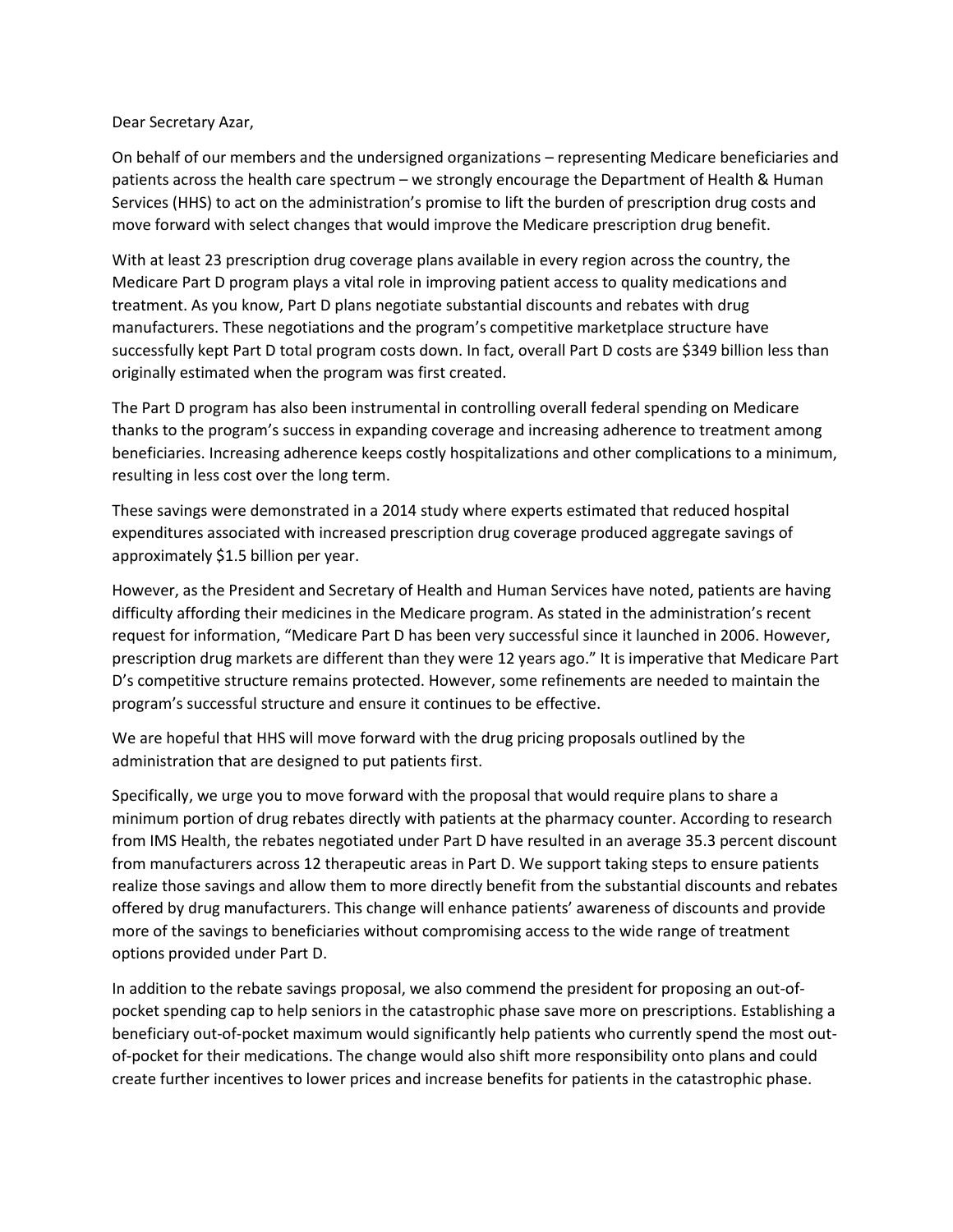Dear Secretary Azar,

On behalf of our members and the undersigned organizations – representing Medicare beneficiaries and patients across the health care spectrum – we strongly encourage the Department of Health & Human Services (HHS) to act on the administration's promise to lift the burden of prescription drug costs and move forward with select changes that would improve the Medicare prescription drug benefit.

With at least 23 prescription drug coverage plans available in every region across the country, the Medicare Part D program plays a vital role in improving patient access to quality medications and treatment. As you know, Part D plans negotiate substantial discounts and rebates with drug manufacturers. These negotiations and the program's competitive marketplace structure have successfully kept Part D total program costs down. In fact, overall Part D costs are $349 billion less than originally estimated when the program was first created.

The Part D program has also been instrumental in controlling overall federal spending on Medicare thanks to the program's success in expanding coverage and increasing adherence to treatment among beneficiaries. Increasing adherence keeps costly hospitalizations and other complications to a minimum, resulting in less cost over the long term.

These savings were demonstrated in a 2014 study where experts estimated that reduced hospital expenditures associated with increased prescription drug coverage produced aggregate savings of approximately $1.5 billion per year.

However, as the President and Secretary of Health and Human Services have noted, patients are having difficulty affording their medicines in the Medicare program. As stated in the administration's recent request for information, "Medicare Part D has been very successful since it launched in 2006. However, prescription drug markets are different than they were 12 years ago." It is imperative that Medicare Part D's competitive structure remains protected. However, some refinements are needed to maintain the program's successful structure and ensure it continues to be effective.

We are hopeful that HHS will move forward with the drug pricing proposals outlined by the administration that are designed to put patients first.

Specifically, we urge you to move forward with the proposal that would require plans to share a minimum portion of drug rebates directly with patients at the pharmacy counter. According to research from IMS Health, the rebates negotiated under Part D have resulted in an average 35.3 percent discount from manufacturers across 12 therapeutic areas in Part D. We support taking steps to ensure patients realize those savings and allow them to more directly benefit from the substantial discounts and rebates offered by drug manufacturers. This change will enhance patients' awareness of discounts and provide more of the savings to beneficiaries without compromising access to the wide range of treatment options provided under Part D.

In addition to the rebate savings proposal, we also commend the president for proposing an out-of-pocket spending cap to help seniors in the catastrophic phase save more on prescriptions. Establishing a beneficiary out-of-pocket maximum would significantly help patients who currently spend the most out-of-pocket for their medications. The change would also shift more responsibility onto plans and could create further incentives to lower prices and increase benefits for patients in the catastrophic phase.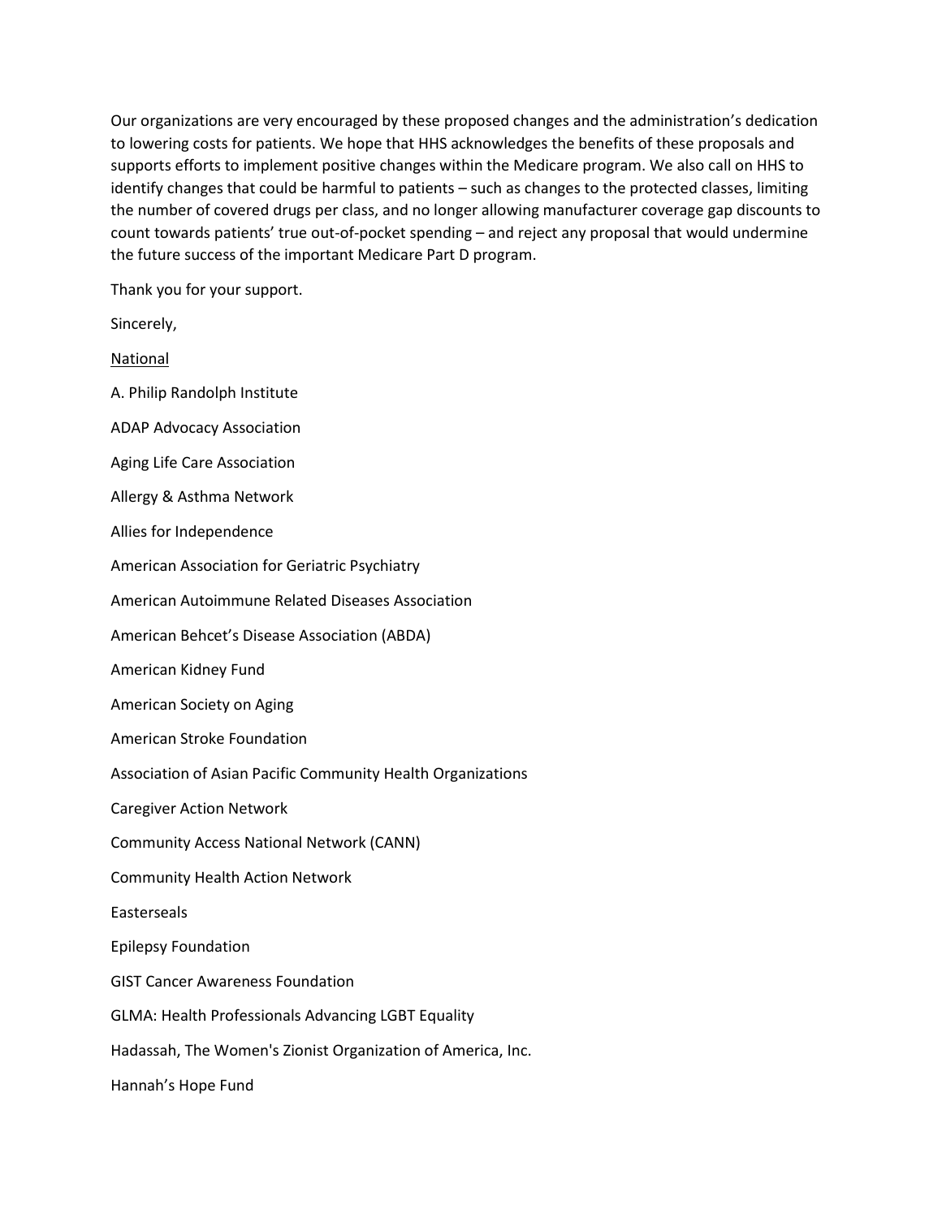Our organizations are very encouraged by these proposed changes and the administration's dedication to lowering costs for patients. We hope that HHS acknowledges the benefits of these proposals and supports efforts to implement positive changes within the Medicare program. We also call on HHS to identify changes that could be harmful to patients – such as changes to the protected classes, limiting the number of covered drugs per class, and no longer allowing manufacturer coverage gap discounts to count towards patients' true out-of-pocket spending – and reject any proposal that would undermine the future success of the important Medicare Part D program.

Thank you for your support.

Sincerely,

<u>National</u>

A. Philip Randolph Institute

ADAP Advocacy Association

Aging Life Care Association

Allergy & Asthma Network

Allies for Independence

American Association for Geriatric Psychiatry

American Autoimmune Related Diseases Association

American Behcet's Disease Association (ABDA)

American Kidney Fund

American Society on Aging

American Stroke Foundation

Association of Asian Pacific Community Health Organizations

Caregiver Action Network

Community Access National Network (CANN)

Community Health Action Network

Easterseals

Epilepsy Foundation

GIST Cancer Awareness Foundation

GLMA: Health Professionals Advancing LGBT Equality

Hadassah, The Women's Zionist Organization of America, Inc.

Hannah's Hope Fund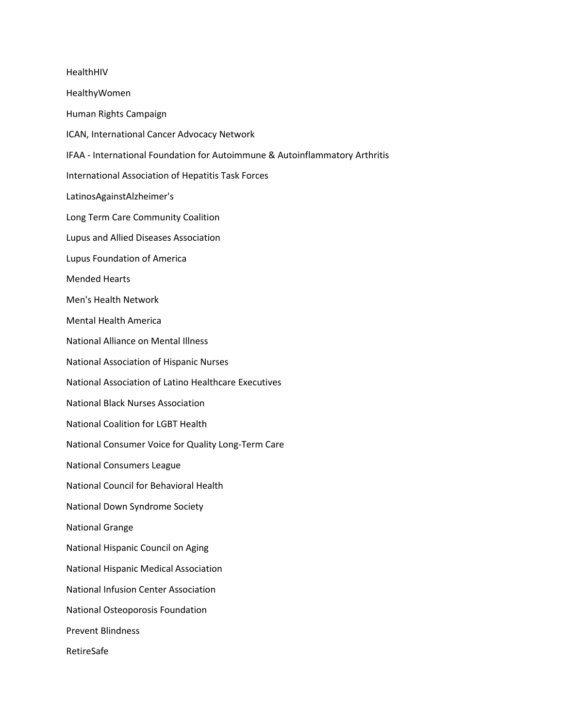HealthHIV

HealthyWomen

Human Rights Campaign

ICAN, International Cancer Advocacy Network

IFAA - International Foundation for Autoimmune & Autoinflammatory Arthritis

International Association of Hepatitis Task Forces

LatinosAgainstAlzheimer's

Long Term Care Community Coalition

Lupus and Allied Diseases Association

Lupus Foundation of America

Mended Hearts

Men's Health Network

Mental Health America

National Alliance on Mental Illness

National Association of Hispanic Nurses

National Association of Latino Healthcare Executives

National Black Nurses Association

National Coalition for LGBT Health

National Consumer Voice for Quality Long-Term Care

National Consumers League

National Council for Behavioral Health

National Down Syndrome Society

National Grange

National Hispanic Council on Aging

National Hispanic Medical Association

National Infusion Center Association

National Osteoporosis Foundation

Prevent Blindness

RetireSafe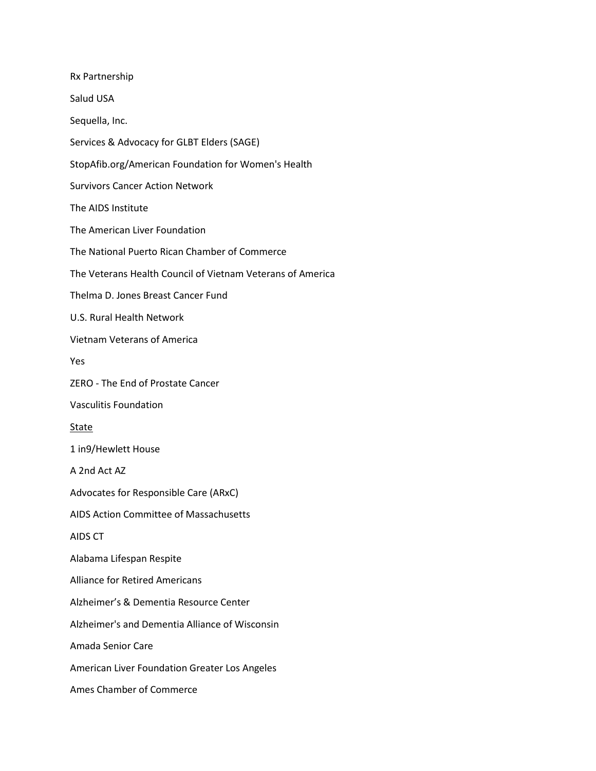Rx Partnership

Salud USA

Sequella, Inc.

Services & Advocacy for GLBT Elders (SAGE)

StopAfib.org/American Foundation for Women's Health

Survivors Cancer Action Network

The AIDS Institute

The American Liver Foundation

The National Puerto Rican Chamber of Commerce

The Veterans Health Council of Vietnam Veterans of America

Thelma D. Jones Breast Cancer Fund

U.S. Rural Health Network

Vietnam Veterans of America

Yes

ZERO - The End of Prostate Cancer

Vasculitis Foundation

<u>State</u>

1 in9/Hewlett House

A 2nd Act AZ

Advocates for Responsible Care (ARxC)

AIDS Action Committee of Massachusetts

AIDS CT

Alabama Lifespan Respite

Alliance for Retired Americans

Alzheimer's & Dementia Resource Center

Alzheimer's and Dementia Alliance of Wisconsin

Amada Senior Care

American Liver Foundation Greater Los Angeles

Ames Chamber of Commerce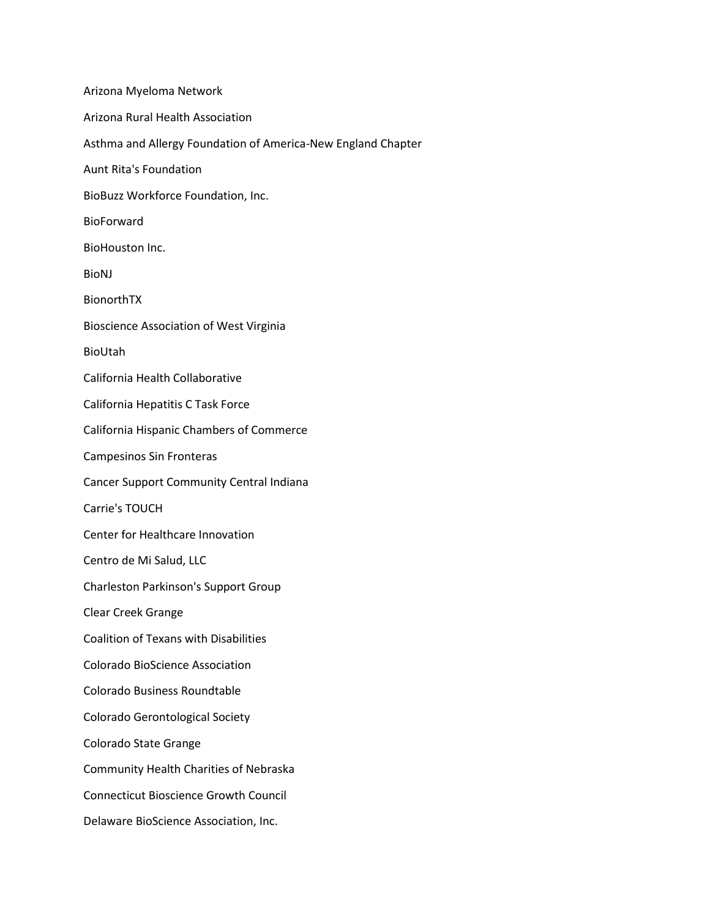Arizona Myeloma Network

Arizona Rural Health Association

Asthma and Allergy Foundation of America-New England Chapter

Aunt Rita's Foundation

BioBuzz Workforce Foundation, Inc.

BioForward

BioHouston Inc.

BioNJ

BionorthTX

Bioscience Association of West Virginia

BioUtah

California Health Collaborative

California Hepatitis C Task Force

California Hispanic Chambers of Commerce

Campesinos Sin Fronteras

Cancer Support Community Central Indiana

Carrie's TOUCH

Center for Healthcare Innovation

Centro de Mi Salud, LLC

Charleston Parkinson's Support Group

Clear Creek Grange

Coalition of Texans with Disabilities

Colorado BioScience Association

Colorado Business Roundtable

Colorado Gerontological Society

Colorado State Grange

Community Health Charities of Nebraska

Connecticut Bioscience Growth Council

Delaware BioScience Association, Inc.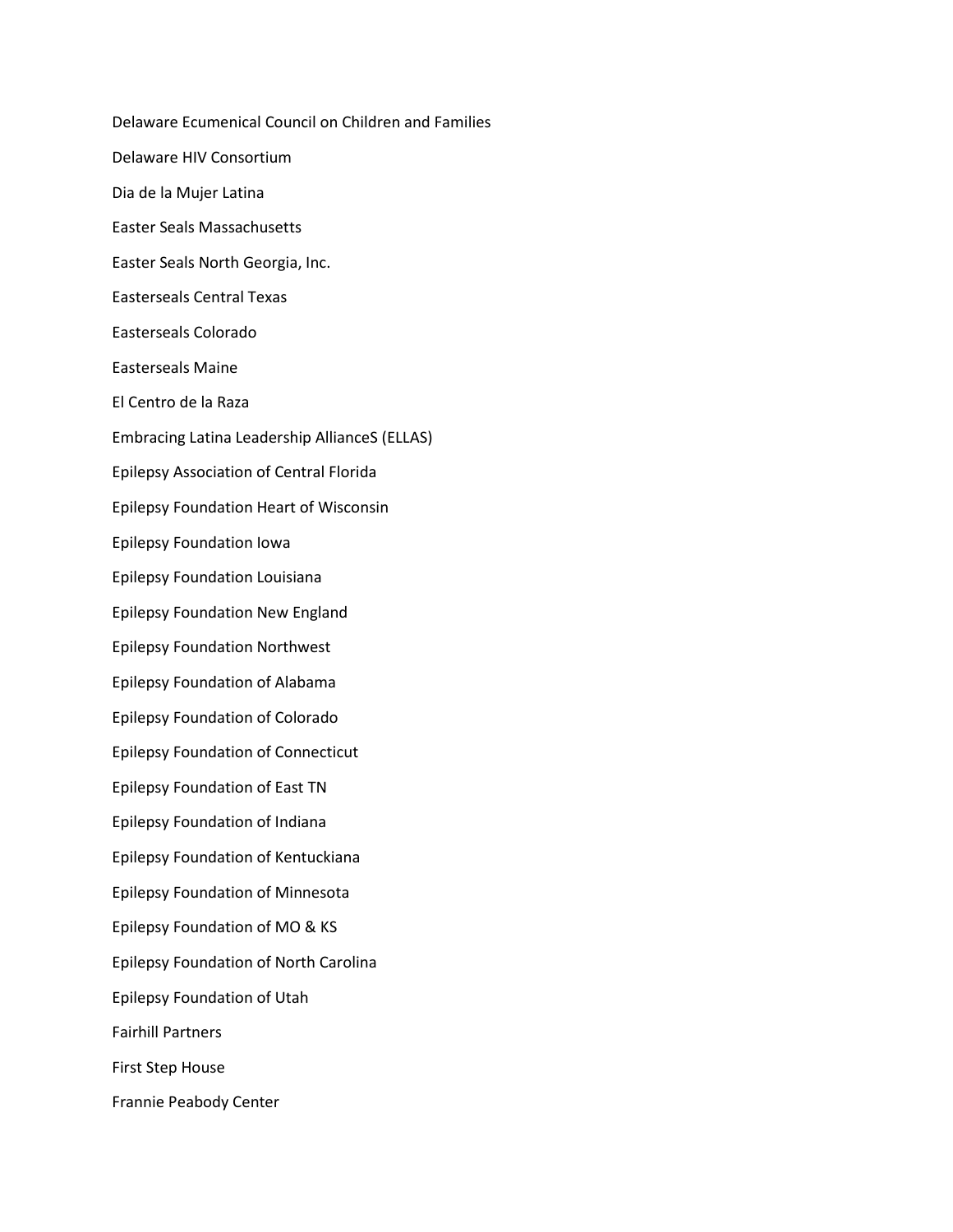Delaware Ecumenical Council on Children and Families

Delaware HIV Consortium

Dia de la Mujer Latina

Easter Seals Massachusetts

Easter Seals North Georgia, Inc.

Easterseals Central Texas

Easterseals Colorado

Easterseals Maine

El Centro de la Raza

Embracing Latina Leadership AllianceS (ELLAS)

Epilepsy Association of Central Florida

Epilepsy Foundation Heart of Wisconsin

Epilepsy Foundation Iowa

Epilepsy Foundation Louisiana

Epilepsy Foundation New England

Epilepsy Foundation Northwest

Epilepsy Foundation of Alabama

Epilepsy Foundation of Colorado

Epilepsy Foundation of Connecticut

Epilepsy Foundation of East TN

Epilepsy Foundation of Indiana

Epilepsy Foundation of Kentuckiana

Epilepsy Foundation of Minnesota

Epilepsy Foundation of MO & KS

Epilepsy Foundation of North Carolina

Epilepsy Foundation of Utah

Fairhill Partners

First Step House

Frannie Peabody Center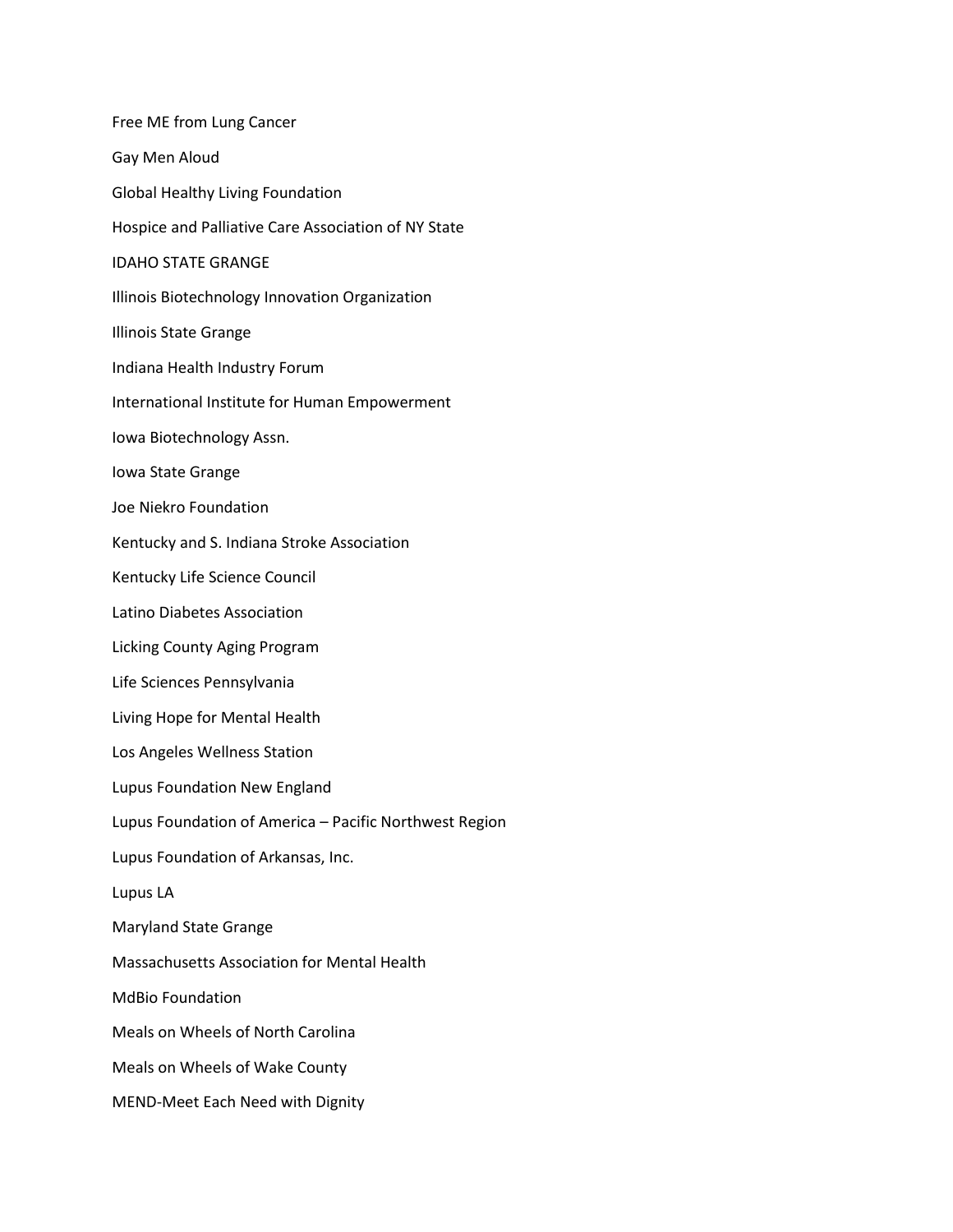Free ME from Lung Cancer

Gay Men Aloud

Global Healthy Living Foundation

Hospice and Palliative Care Association of NY State

IDAHO STATE GRANGE

Illinois Biotechnology Innovation Organization

Illinois State Grange

Indiana Health Industry Forum

International Institute for Human Empowerment

Iowa Biotechnology Assn.

Iowa State Grange

Joe Niekro Foundation

Kentucky and S. Indiana Stroke Association

Kentucky Life Science Council

Latino Diabetes Association

Licking County Aging Program

Life Sciences Pennsylvania

Living Hope for Mental Health

Los Angeles Wellness Station

Lupus Foundation New England

Lupus Foundation of America – Pacific Northwest Region

Lupus Foundation of Arkansas, Inc.

Lupus LA

Maryland State Grange

Massachusetts Association for Mental Health

MdBio Foundation

Meals on Wheels of North Carolina

Meals on Wheels of Wake County

MEND-Meet Each Need with Dignity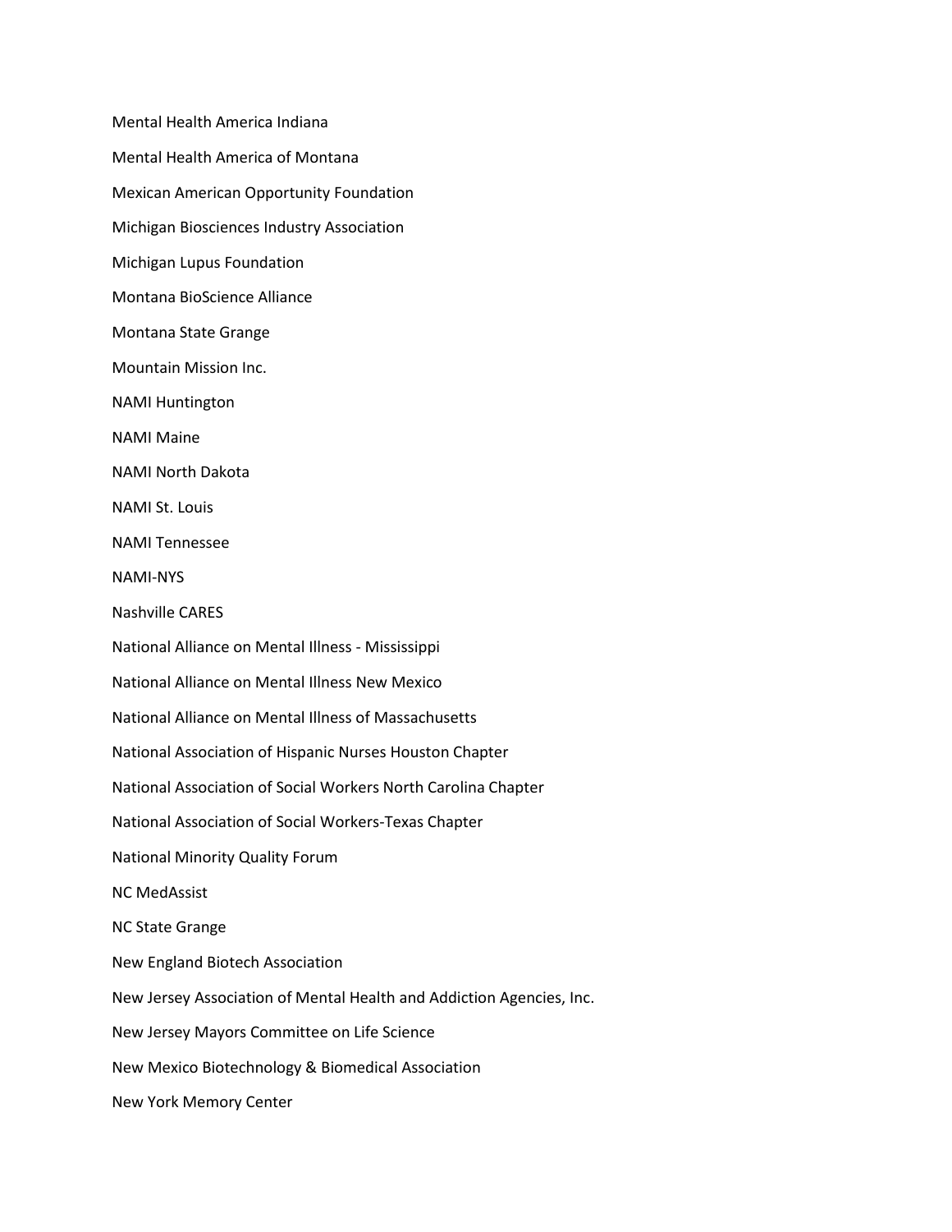Mental Health America Indiana

Mental Health America of Montana

Mexican American Opportunity Foundation

Michigan Biosciences Industry Association

Michigan Lupus Foundation

Montana BioScience Alliance

Montana State Grange

Mountain Mission Inc.

NAMI Huntington

NAMI Maine

NAMI North Dakota

NAMI St. Louis

NAMI Tennessee

NAMI-NYS

Nashville CARES

National Alliance on Mental Illness - Mississippi

National Alliance on Mental Illness New Mexico

National Alliance on Mental Illness of Massachusetts

National Association of Hispanic Nurses Houston Chapter

National Association of Social Workers North Carolina Chapter

National Association of Social Workers-Texas Chapter

National Minority Quality Forum

NC MedAssist

NC State Grange

New England Biotech Association

New Jersey Association of Mental Health and Addiction Agencies, Inc.

New Jersey Mayors Committee on Life Science

New Mexico Biotechnology & Biomedical Association

New York Memory Center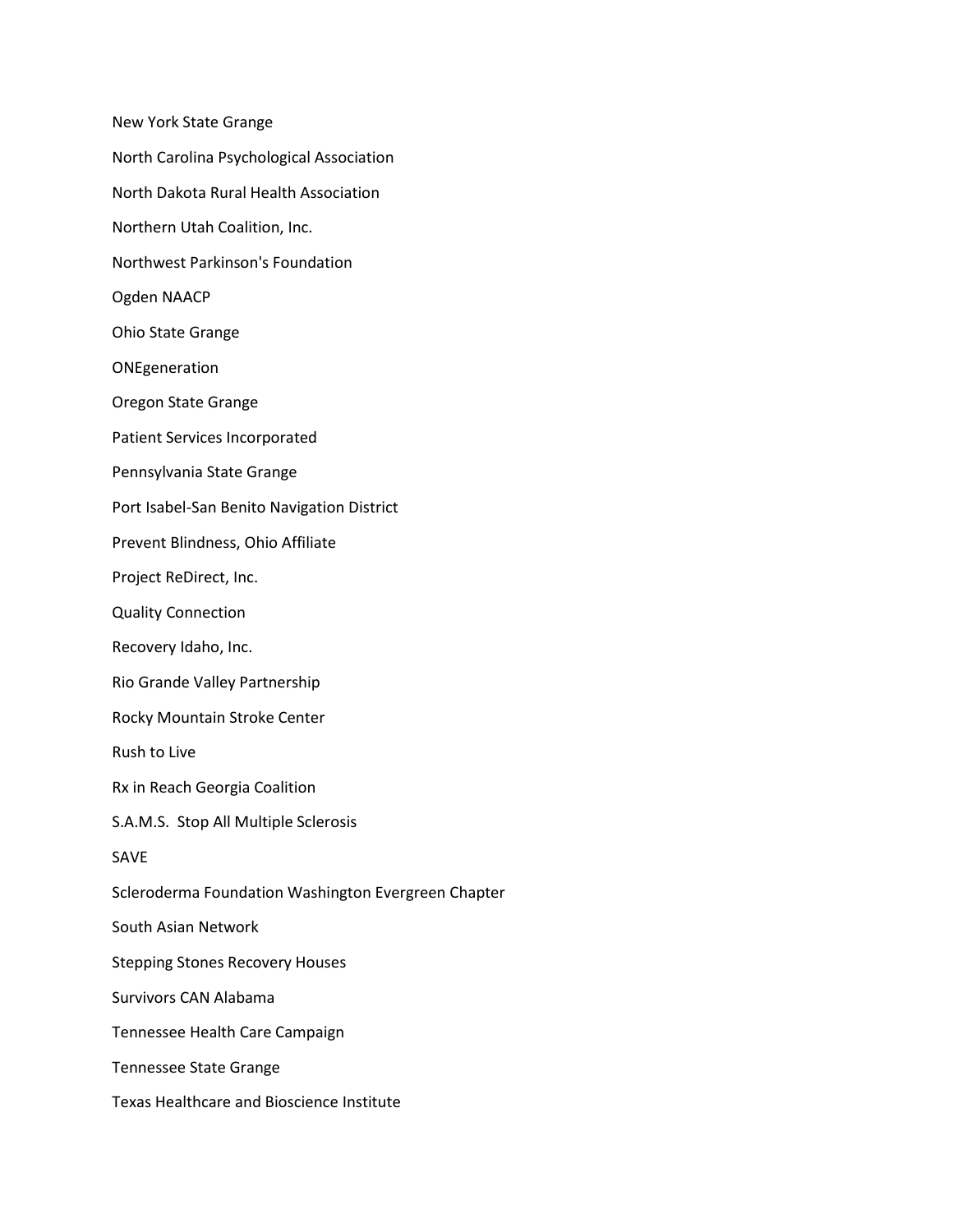New York State Grange

North Carolina Psychological Association

North Dakota Rural Health Association

Northern Utah Coalition, Inc.

Northwest Parkinson's Foundation

Ogden NAACP

Ohio State Grange

ONEgeneration

Oregon State Grange

Patient Services Incorporated

Pennsylvania State Grange

Port Isabel-San Benito Navigation District

Prevent Blindness, Ohio Affiliate

Project ReDirect, Inc.

Quality Connection

Recovery Idaho, Inc.

Rio Grande Valley Partnership

Rocky Mountain Stroke Center

Rush to Live

Rx in Reach Georgia Coalition

S.A.M.S. Stop All Multiple Sclerosis

SAVE

Scleroderma Foundation Washington Evergreen Chapter

South Asian Network

Stepping Stones Recovery Houses

Survivors CAN Alabama

Tennessee Health Care Campaign

Tennessee State Grange

Texas Healthcare and Bioscience Institute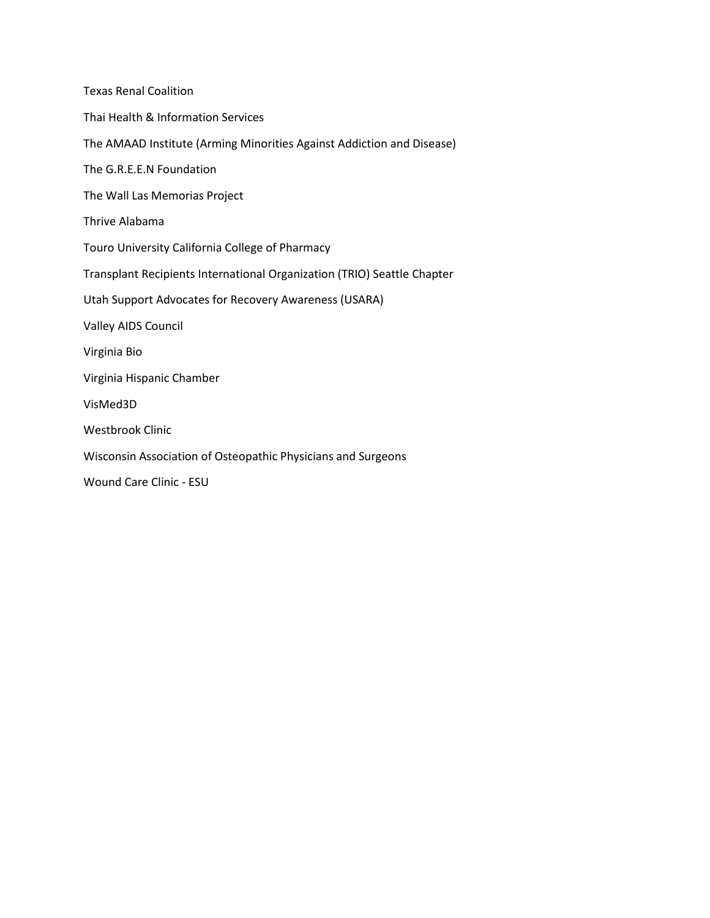Texas Renal Coalition

Thai Health & Information Services

The AMAAD Institute (Arming Minorities Against Addiction and Disease)

The G.R.E.E.N Foundation

The Wall Las Memorias Project

Thrive Alabama

Touro University California College of Pharmacy

Transplant Recipients International Organization (TRIO) Seattle Chapter

Utah Support Advocates for Recovery Awareness (USARA)

Valley AIDS Council

Virginia Bio

Virginia Hispanic Chamber

VisMed3D

Westbrook Clinic

Wisconsin Association of Osteopathic Physicians and Surgeons

Wound Care Clinic - ESU